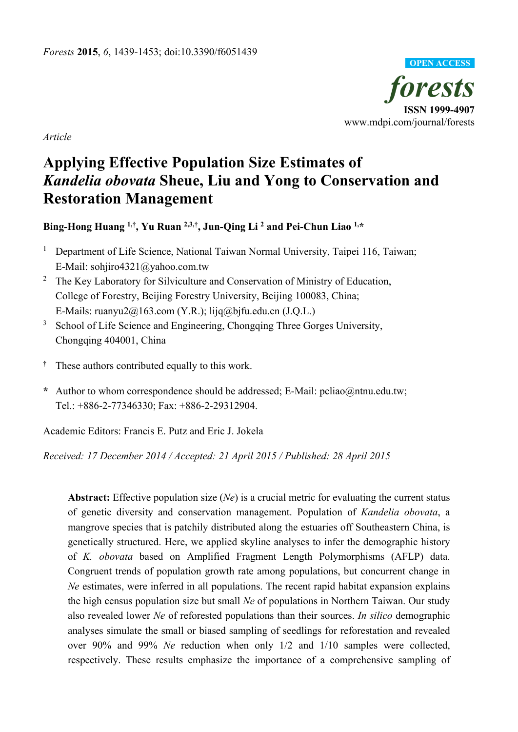Article

# Applying Effective Population Size Estimates of *Kandelia obovata* Sheue, Liu and Yong to Conservation and Restoration Management

**Bing-Hong Huang [1,†], Yu Ruan [2,3,†], Jun-Qing Li [2] and Pei-Chun Liao [1,*]**

[1] Department of Life Science, National Taiwan Normal University, Taipei 116, Taiwan; E-Mail: sohjiro4321@yahoo.com.tw

[2] The Key Laboratory for Silviculture and Conservation of Ministry of Education, College of Forestry, Beijing Forestry University, Beijing 100083, China; E-Mails: ruanyu2@163.com (Y.R.); lijq@bjfu.edu.cn (J.Q.L.)

[3] School of Life Science and Engineering, Chongqing Three Gorges University, Chongqing 404001, China

[†] These authors contributed equally to this work.

[*] Author to whom correspondence should be addressed; E-Mail: pcliao@ntnu.edu.tw; Tel.: +886-2-77346330; Fax: +886-2-29312904.

Academic Editors: Francis E. Putz and Eric J. Jokela

*Received: 17 December 2014 / Accepted: 21 April 2015 / Published: 28 April 2015*

---

**Abstract:** Effective population size (*Ne*) is a crucial metric for evaluating the current status of genetic diversity and conservation management. Population of *Kandelia obovata*, a mangrove species that is patchily distributed along the estuaries off Southeastern China, is genetically structured. Here, we applied skyline analyses to infer the demographic history of *K. obovata* based on Amplified Fragment Length Polymorphisms (AFLP) data. Congruent trends of population growth rate among populations, but concurrent change in *Ne* estimates, were inferred in all populations. The recent rapid habitat expansion explains the high census population size but small *Ne* of populations in Northern Taiwan. Our study also revealed lower *Ne* of reforested populations than their sources. *In silico* demographic analyses simulate the small or biased sampling of seedlings for reforestation and revealed over 90% and 99% *Ne* reduction when only 1/2 and 1/10 samples were collected, respectively. These results emphasize the importance of a comprehensive sampling of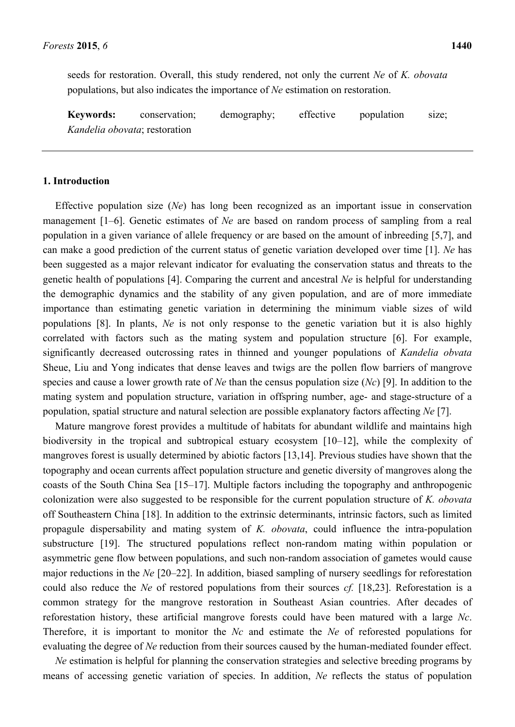seeds for restoration. Overall, this study rendered, not only the current *Ne* of *K. obovata* populations, but also indicates the importance of *Ne* estimation on restoration.

**Keywords:** conservation; demography; effective population size; *Kandelia obovata*; restoration

## 1. Introduction

Effective population size (*Ne*) has long been recognized as an important issue in conservation management [1–6]. Genetic estimates of *Ne* are based on random process of sampling from a real population in a given variance of allele frequency or are based on the amount of inbreeding [5,7], and can make a good prediction of the current status of genetic variation developed over time [1]. *Ne* has been suggested as a major relevant indicator for evaluating the conservation status and threats to the genetic health of populations [4]. Comparing the current and ancestral *Ne* is helpful for understanding the demographic dynamics and the stability of any given population, and are of more immediate importance than estimating genetic variation in determining the minimum viable sizes of wild populations [8]. In plants, *Ne* is not only response to the genetic variation but it is also highly correlated with factors such as the mating system and population structure [6]. For example, significantly decreased outcrossing rates in thinned and younger populations of *Kandelia obvata* Sheue, Liu and Yong indicates that dense leaves and twigs are the pollen flow barriers of mangrove species and cause a lower growth rate of *Ne* than the census population size (*Nc*) [9]. In addition to the mating system and population structure, variation in offspring number, age- and stage-structure of a population, spatial structure and natural selection are possible explanatory factors affecting *Ne* [7].

Mature mangrove forest provides a multitude of habitats for abundant wildlife and maintains high biodiversity in the tropical and subtropical estuary ecosystem [10–12], while the complexity of mangroves forest is usually determined by abiotic factors [13,14]. Previous studies have shown that the topography and ocean currents affect population structure and genetic diversity of mangroves along the coasts of the South China Sea [15–17]. Multiple factors including the topography and anthropogenic colonization were also suggested to be responsible for the current population structure of *K. obovata* off Southeastern China [18]. In addition to the extrinsic determinants, intrinsic factors, such as limited propagule dispersability and mating system of *K. obovata*, could influence the intra-population substructure [19]. The structured populations reflect non-random mating within population or asymmetric gene flow between populations, and such non-random association of gametes would cause major reductions in the *Ne* [20–22]. In addition, biased sampling of nursery seedlings for reforestation could also reduce the *Ne* of restored populations from their sources *cf.* [18,23]. Reforestation is a common strategy for the mangrove restoration in Southeast Asian countries. After decades of reforestation history, these artificial mangrove forests could have been matured with a large *Nc*. Therefore, it is important to monitor the *Nc* and estimate the *Ne* of reforested populations for evaluating the degree of *Ne* reduction from their sources caused by the human-mediated founder effect.

*Ne* estimation is helpful for planning the conservation strategies and selective breeding programs by means of accessing genetic variation of species. In addition, *Ne* reflects the status of population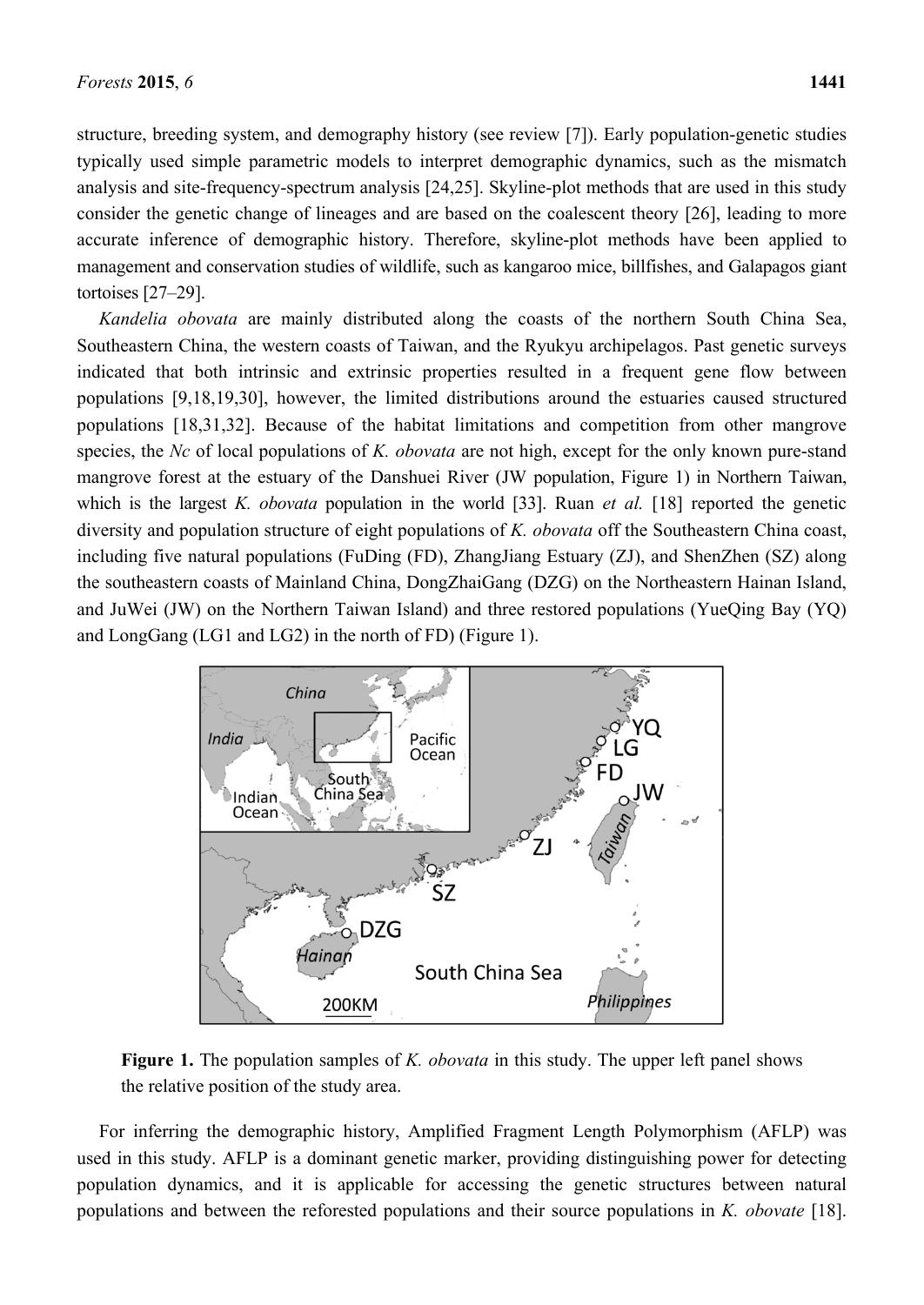structure, breeding system, and demography history (see review [7]). Early population-genetic studies typically used simple parametric models to interpret demographic dynamics, such as the mismatch analysis and site-frequency-spectrum analysis [24,25]. Skyline-plot methods that are used in this study consider the genetic change of lineages and are based on the coalescent theory [26], leading to more accurate inference of demographic history. Therefore, skyline-plot methods have been applied to management and conservation studies of wildlife, such as kangaroo mice, billfishes, and Galapagos giant tortoises [27–29].

*Kandelia obovata* are mainly distributed along the coasts of the northern South China Sea, Southeastern China, the western coasts of Taiwan, and the Ryukyu archipelagos. Past genetic surveys indicated that both intrinsic and extrinsic properties resulted in a frequent gene flow between populations [9,18,19,30], however, the limited distributions around the estuaries caused structured populations [18,31,32]. Because of the habitat limitations and competition from other mangrove species, the *Nc* of local populations of *K. obovata* are not high, except for the only known pure-stand mangrove forest at the estuary of the Danshuei River (JW population, Figure 1) in Northern Taiwan, which is the largest *K. obovata* population in the world [33]. Ruan *et al.* [18] reported the genetic diversity and population structure of eight populations of *K. obovata* off the Southeastern China coast, including five natural populations (FuDing (FD), ZhangJiang Estuary (ZJ), and ShenZhen (SZ) along the southeastern coasts of Mainland China, DongZhaiGang (DZG) on the Northeastern Hainan Island, and JuWei (JW) on the Northern Taiwan Island) and three restored populations (YueQing Bay (YQ) and LongGang (LG1 and LG2) in the north of FD) (Figure 1).

**Figure 1.** The population samples of *K. obovata* in this study. The upper left panel shows the relative position of the study area.

For inferring the demographic history, Amplified Fragment Length Polymorphism (AFLP) was used in this study. AFLP is a dominant genetic marker, providing distinguishing power for detecting population dynamics, and it is applicable for accessing the genetic structures between natural populations and between the reforested populations and their source populations in *K. obovate* [18].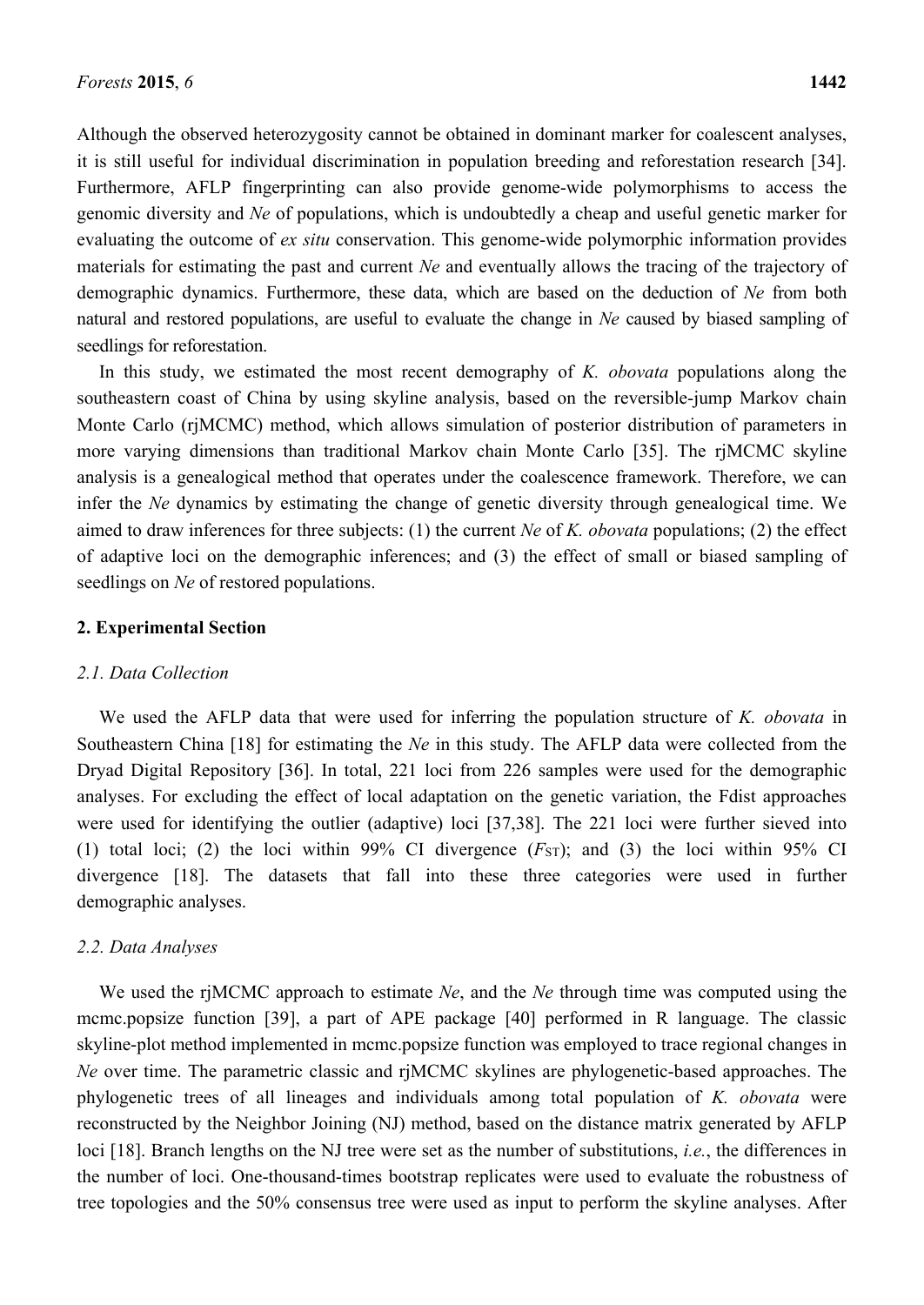Although the observed heterozygosity cannot be obtained in dominant marker for coalescent analyses, it is still useful for individual discrimination in population breeding and reforestation research [34]. Furthermore, AFLP fingerprinting can also provide genome-wide polymorphisms to access the genomic diversity and *Ne* of populations, which is undoubtedly a cheap and useful genetic marker for evaluating the outcome of *ex situ* conservation. This genome-wide polymorphic information provides materials for estimating the past and current *Ne* and eventually allows the tracing of the trajectory of demographic dynamics. Furthermore, these data, which are based on the deduction of *Ne* from both natural and restored populations, are useful to evaluate the change in *Ne* caused by biased sampling of seedlings for reforestation.

In this study, we estimated the most recent demography of *K. obovata* populations along the southeastern coast of China by using skyline analysis, based on the reversible-jump Markov chain Monte Carlo (rjMCMC) method, which allows simulation of posterior distribution of parameters in more varying dimensions than traditional Markov chain Monte Carlo [35]. The rjMCMC skyline analysis is a genealogical method that operates under the coalescence framework. Therefore, we can infer the *Ne* dynamics by estimating the change of genetic diversity through genealogical time. We aimed to draw inferences for three subjects: (1) the current *Ne* of *K. obovata* populations; (2) the effect of adaptive loci on the demographic inferences; and (3) the effect of small or biased sampling of seedlings on *Ne* of restored populations.

## 2. Experimental Section

### 2.1. Data Collection

We used the AFLP data that were used for inferring the population structure of *K. obovata* in Southeastern China [18] for estimating the *Ne* in this study. The AFLP data were collected from the Dryad Digital Repository [36]. In total, 221 loci from 226 samples were used for the demographic analyses. For excluding the effect of local adaptation on the genetic variation, the Fdist approaches were used for identifying the outlier (adaptive) loci [37,38]. The 221 loci were further sieved into (1) total loci; (2) the loci within 99% CI divergence ($F_{ST}$); and (3) the loci within 95% CI divergence [18]. The datasets that fall into these three categories were used in further demographic analyses.

### 2.2. Data Analyses

We used the rjMCMC approach to estimate *Ne*, and the *Ne* through time was computed using the mcmc.popsize function [39], a part of APE package [40] performed in R language. The classic skyline-plot method implemented in mcmc.popsize function was employed to trace regional changes in *Ne* over time. The parametric classic and rjMCMC skylines are phylogenetic-based approaches. The phylogenetic trees of all lineages and individuals among total population of *K. obovata* were reconstructed by the Neighbor Joining (NJ) method, based on the distance matrix generated by AFLP loci [18]. Branch lengths on the NJ tree were set as the number of substitutions, *i.e.*, the differences in the number of loci. One-thousand-times bootstrap replicates were used to evaluate the robustness of tree topologies and the 50% consensus tree were used as input to perform the skyline analyses. After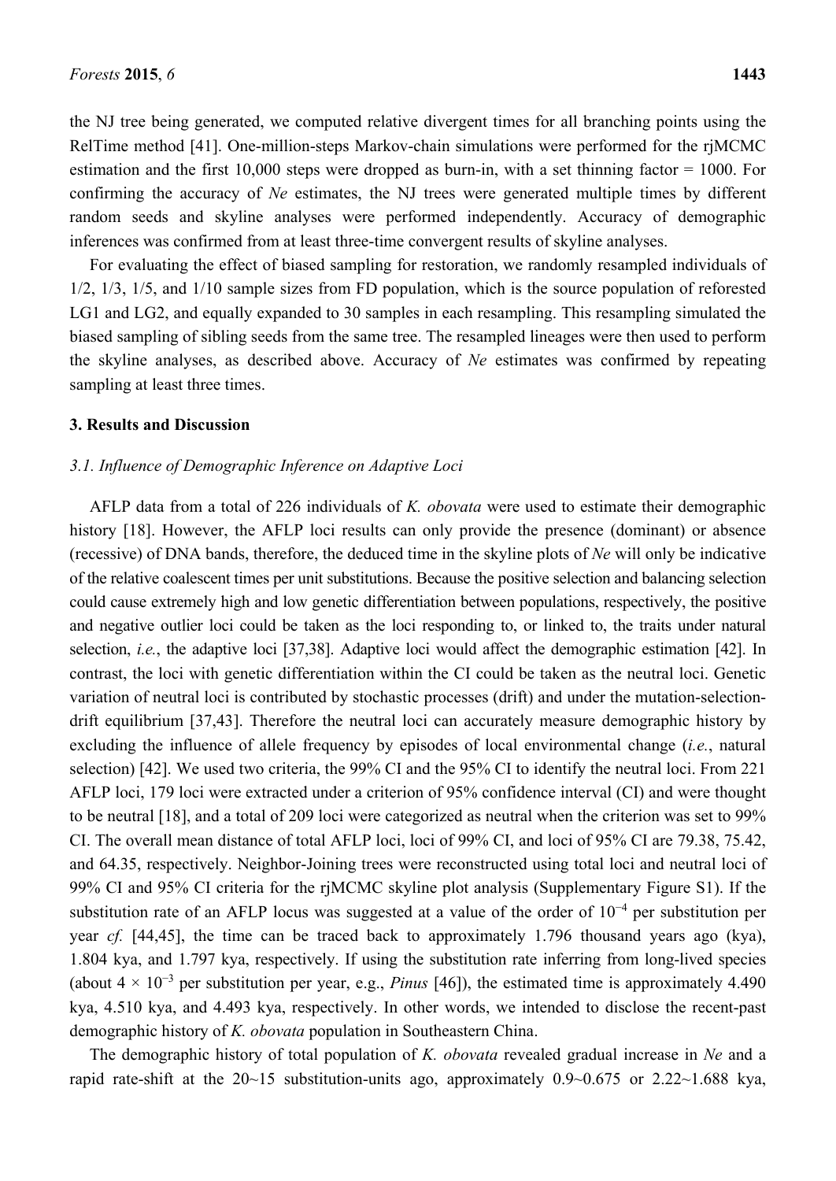the NJ tree being generated, we computed relative divergent times for all branching points using the RelTime method [41]. One-million-steps Markov-chain simulations were performed for the rjMCMC estimation and the first 10,000 steps were dropped as burn-in, with a set thinning factor = 1000. For confirming the accuracy of *Ne* estimates, the NJ trees were generated multiple times by different random seeds and skyline analyses were performed independently. Accuracy of demographic inferences was confirmed from at least three-time convergent results of skyline analyses.

For evaluating the effect of biased sampling for restoration, we randomly resampled individuals of 1/2, 1/3, 1/5, and 1/10 sample sizes from FD population, which is the source population of reforested LG1 and LG2, and equally expanded to 30 samples in each resampling. This resampling simulated the biased sampling of sibling seeds from the same tree. The resampled lineages were then used to perform the skyline analyses, as described above. Accuracy of *Ne* estimates was confirmed by repeating sampling at least three times.

## 3. Results and Discussion

### *3.1. Influence of Demographic Inference on Adaptive Loci*

AFLP data from a total of 226 individuals of *K. obovata* were used to estimate their demographic history [18]. However, the AFLP loci results can only provide the presence (dominant) or absence (recessive) of DNA bands, therefore, the deduced time in the skyline plots of *Ne* will only be indicative of the relative coalescent times per unit substitutions. Because the positive selection and balancing selection could cause extremely high and low genetic differentiation between populations, respectively, the positive and negative outlier loci could be taken as the loci responding to, or linked to, the traits under natural selection, *i.e.*, the adaptive loci [37,38]. Adaptive loci would affect the demographic estimation [42]. In contrast, the loci with genetic differentiation within the CI could be taken as the neutral loci. Genetic variation of neutral loci is contributed by stochastic processes (drift) and under the mutation-selection-drift equilibrium [37,43]. Therefore the neutral loci can accurately measure demographic history by excluding the influence of allele frequency by episodes of local environmental change (*i.e.*, natural selection) [42]. We used two criteria, the 99% CI and the 95% CI to identify the neutral loci. From 221 AFLP loci, 179 loci were extracted under a criterion of 95% confidence interval (CI) and were thought to be neutral [18], and a total of 209 loci were categorized as neutral when the criterion was set to 99% CI. The overall mean distance of total AFLP loci, loci of 99% CI, and loci of 95% CI are 79.38, 75.42, and 64.35, respectively. Neighbor-Joining trees were reconstructed using total loci and neutral loci of 99% CI and 95% CI criteria for the rjMCMC skyline plot analysis (Supplementary Figure S1). If the substitution rate of an AFLP locus was suggested at a value of the order of $10^{-4}$ per substitution per year *cf.* [44,45], the time can be traced back to approximately 1.796 thousand years ago (kya), 1.804 kya, and 1.797 kya, respectively. If using the substitution rate inferring from long-lived species (about $4 \times 10^{-3}$ per substitution per year, e.g., *Pinus* [46]), the estimated time is approximately 4.490 kya, 4.510 kya, and 4.493 kya, respectively. In other words, we intended to disclose the recent-past demographic history of *K. obovata* population in Southeastern China.

The demographic history of total population of *K. obovata* revealed gradual increase in *Ne* and a rapid rate-shift at the 20~15 substitution-units ago, approximately 0.9~0.675 or 2.22~1.688 kya,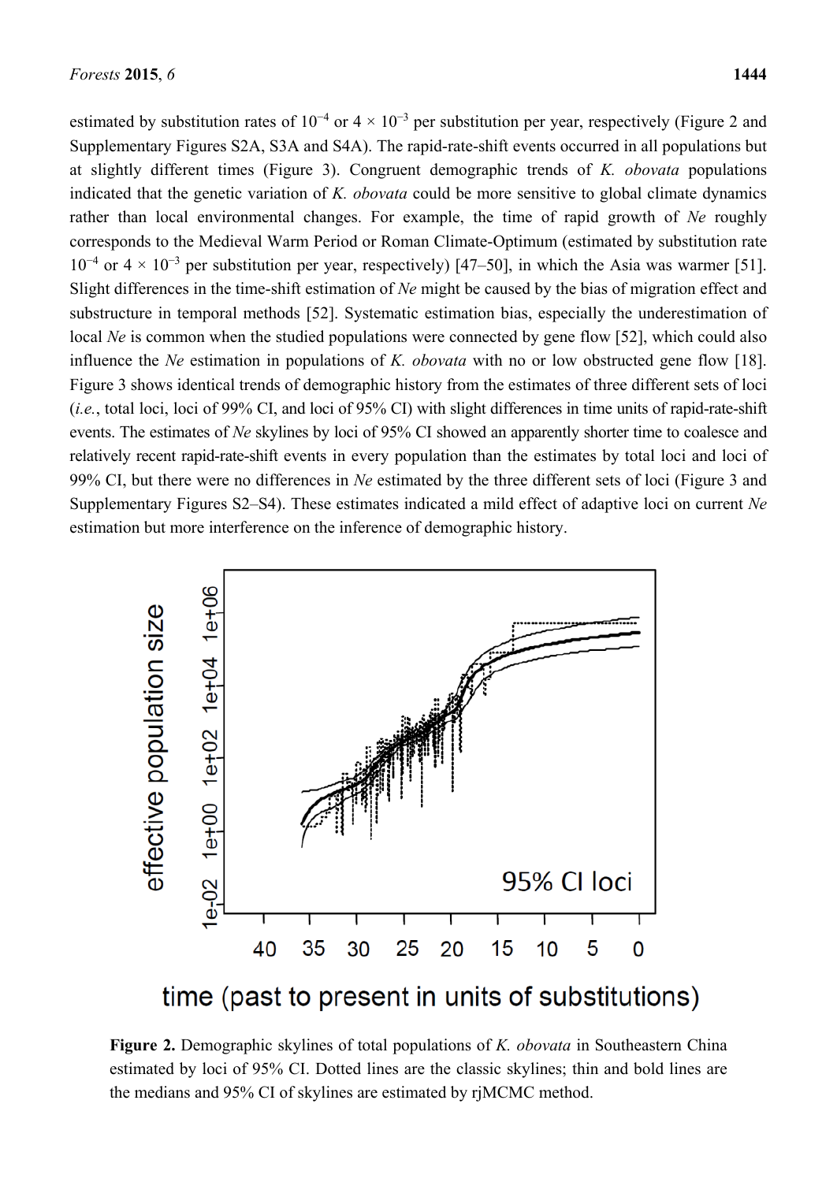estimated by substitution rates of $10^{-4}$ or $4 \times 10^{-3}$ per substitution per year, respectively (Figure 2 and Supplementary Figures S2A, S3A and S4A). The rapid-rate-shift events occurred in all populations but at slightly different times (Figure 3). Congruent demographic trends of *K. obovata* populations indicated that the genetic variation of *K. obovata* could be more sensitive to global climate dynamics rather than local environmental changes. For example, the time of rapid growth of *Ne* roughly corresponds to the Medieval Warm Period or Roman Climate-Optimum (estimated by substitution rate $10^{-4}$ or $4 \times 10^{-3}$ per substitution per year, respectively) [47–50], in which the Asia was warmer [51]. Slight differences in the time-shift estimation of *Ne* might be caused by the bias of migration effect and substructure in temporal methods [52]. Systematic estimation bias, especially the underestimation of local *Ne* is common when the studied populations were connected by gene flow [52], which could also influence the *Ne* estimation in populations of *K. obovata* with no or low obstructed gene flow [18]. Figure 3 shows identical trends of demographic history from the estimates of three different sets of loci (*i.e.*, total loci, loci of 99% CI, and loci of 95% CI) with slight differences in time units of rapid-rate-shift events. The estimates of *Ne* skylines by loci of 95% CI showed an apparently shorter time to coalesce and relatively recent rapid-rate-shift events in every population than the estimates by total loci and loci of 99% CI, but there were no differences in *Ne* estimated by the three different sets of loci (Figure 3 and Supplementary Figures S2–S4). These estimates indicated a mild effect of adaptive loci on current *Ne* estimation but more interference on the inference of demographic history.

**Figure 2.** Demographic skylines of total populations of *K. obovata* in Southeastern China estimated by loci of 95% CI. Dotted lines are the classic skylines; thin and bold lines are the medians and 95% CI of skylines are estimated by rjMCMC method.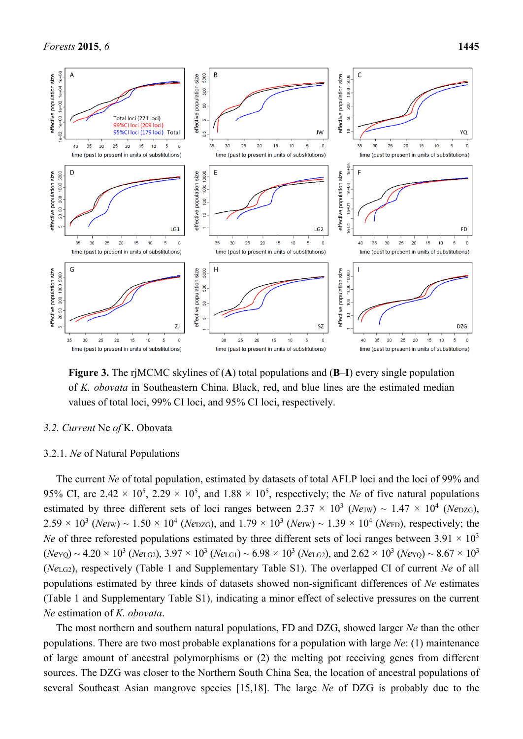**Figure 3.** The rjMCMC skylines of (**A**) total populations and (**B**–**I**) every single population of *K. obovata* in Southeastern China. Black, red, and blue lines are the estimated median values of total loci, 99% CI loci, and 95% CI loci, respectively.

### 3.2. Current *Ne* of K. Obovata

#### 3.2.1. *Ne* of Natural Populations

The current *Ne* of total population, estimated by datasets of total AFLP loci and the loci of 99% and 95% CI, are $2.42 \times 10^5$, $2.29 \times 10^5$, and $1.88 \times 10^5$, respectively; the *Ne* of five natural populations estimated by three different sets of loci ranges between $2.37 \times 10^3$ ($Ne_{JW}$) ~ $1.47 \times 10^4$ ($Ne_{DZG}$), $2.59 \times 10^3$ ($Ne_{JW}$) ~ $1.50 \times 10^4$ ($Ne_{DZG}$), and $1.79 \times 10^3$ ($Ne_{JW}$) ~ $1.39 \times 10^4$ ($Ne_{FD}$), respectively; the *Ne* of three reforested populations estimated by three different sets of loci ranges between $3.91 \times 10^3$ ($Ne_{YQ}$) ~ $4.20 \times 10^3$ ($Ne_{LG2}$), $3.97 \times 10^3$ ($Ne_{LG1}$) ~ $6.98 \times 10^3$ ($Ne_{LG2}$), and $2.62 \times 10^3$ ($Ne_{YQ}$) ~ $8.67 \times 10^3$ ($Ne_{LG2}$), respectively (Table 1 and Supplementary Table S1). The overlapped CI of current *Ne* of all populations estimated by three kinds of datasets showed non-significant differences of *Ne* estimates (Table 1 and Supplementary Table S1), indicating a minor effect of selective pressures on the current *Ne* estimation of *K. obovata*.

The most northern and southern natural populations, FD and DZG, showed larger *Ne* than the other populations. There are two most probable explanations for a population with large *Ne*: (1) maintenance of large amount of ancestral polymorphisms or (2) the melting pot receiving genes from different sources. The DZG was closer to the Northern South China Sea, the location of ancestral populations of several Southeast Asian mangrove species [15,18]. The large *Ne* of DZG is probably due to the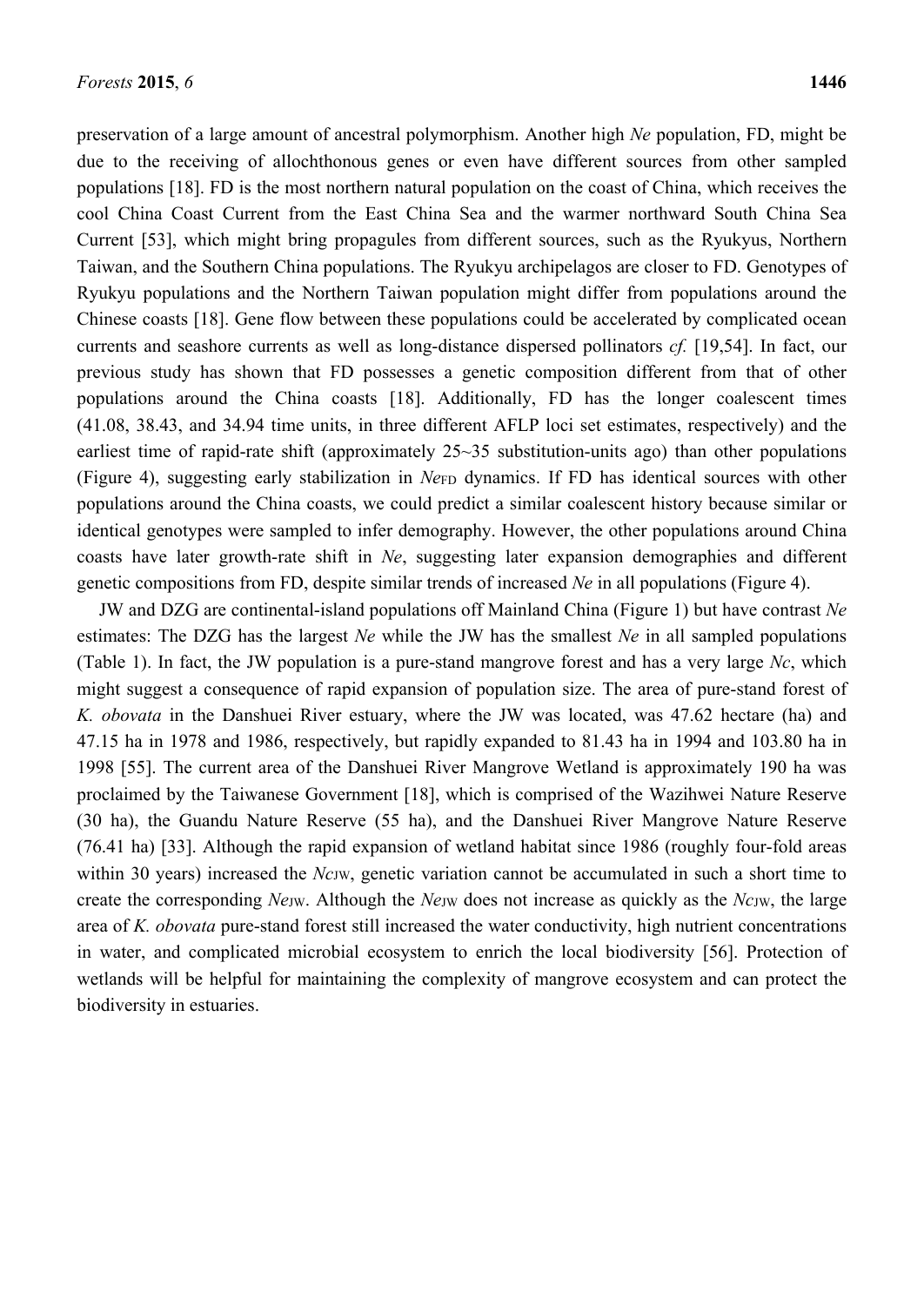preservation of a large amount of ancestral polymorphism. Another high *Ne* population, FD, might be due to the receiving of allochthonous genes or even have different sources from other sampled populations [18]. FD is the most northern natural population on the coast of China, which receives the cool China Coast Current from the East China Sea and the warmer northward South China Sea Current [53], which might bring propagules from different sources, such as the Ryukyus, Northern Taiwan, and the Southern China populations. The Ryukyu archipelagos are closer to FD. Genotypes of Ryukyu populations and the Northern Taiwan population might differ from populations around the Chinese coasts [18]. Gene flow between these populations could be accelerated by complicated ocean currents and seashore currents as well as long-distance dispersed pollinators *cf.* [19,54]. In fact, our previous study has shown that FD possesses a genetic composition different from that of other populations around the China coasts [18]. Additionally, FD has the longer coalescent times (41.08, 38.43, and 34.94 time units, in three different AFLP loci set estimates, respectively) and the earliest time of rapid-rate shift (approximately 25~35 substitution-units ago) than other populations (Figure 4), suggesting early stabilization in $Ne_{\text{FD}}$ dynamics. If FD has identical sources with other populations around the China coasts, we could predict a similar coalescent history because similar or identical genotypes were sampled to infer demography. However, the other populations around China coasts have later growth-rate shift in *Ne*, suggesting later expansion demographies and different genetic compositions from FD, despite similar trends of increased *Ne* in all populations (Figure 4).

JW and DZG are continental-island populations off Mainland China (Figure 1) but have contrast *Ne* estimates: The DZG has the largest *Ne* while the JW has the smallest *Ne* in all sampled populations (Table 1). In fact, the JW population is a pure-stand mangrove forest and has a very large *Nc*, which might suggest a consequence of rapid expansion of population size. The area of pure-stand forest of *K. obovata* in the Danshuei River estuary, where the JW was located, was 47.62 hectare (ha) and 47.15 ha in 1978 and 1986, respectively, but rapidly expanded to 81.43 ha in 1994 and 103.80 ha in 1998 [55]. The current area of the Danshuei River Mangrove Wetland is approximately 190 ha was proclaimed by the Taiwanese Government [18], which is comprised of the Wazihwei Nature Reserve (30 ha), the Guandu Nature Reserve (55 ha), and the Danshuei River Mangrove Nature Reserve (76.41 ha) [33]. Although the rapid expansion of wetland habitat since 1986 (roughly four-fold areas within 30 years) increased the $Nc_{\text{JW}}$, genetic variation cannot be accumulated in such a short time to create the corresponding $Ne_{\text{JW}}$. Although the $Ne_{\text{JW}}$ does not increase as quickly as the $Nc_{\text{JW}}$, the large area of *K. obovata* pure-stand forest still increased the water conductivity, high nutrient concentrations in water, and complicated microbial ecosystem to enrich the local biodiversity [56]. Protection of wetlands will be helpful for maintaining the complexity of mangrove ecosystem and can protect the biodiversity in estuaries.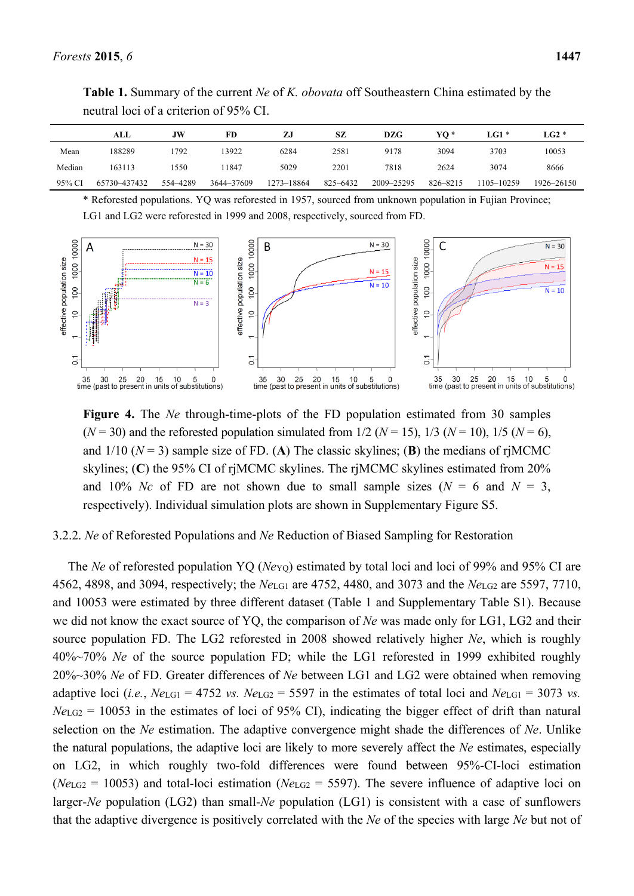**Table 1.** Summary of the current *Ne* of *K. obovata* off Southeastern China estimated by the neutral loci of a criterion of 95% CI.

| | ALL | JW | FD | ZJ | SZ | DZG | YQ * | LG1 * | LG2 * |
|---|---|---|---|---|---|---|---|---|---|
| Mean | 188289 | 1792 | 13922 | 6284 | 2581 | 9178 | 3094 | 3703 | 10053 |
| Median | 163113 | 1550 | 11847 | 5029 | 2201 | 7818 | 2624 | 3074 | 8666 |
| 95% CI | 65730–437432 | 554–4289 | 3644–37609 | 1273–18864 | 825–6432 | 2009–25295 | 826–8215 | 1105–10259 | 1926–26150 |

\* Reforested populations. YQ was reforested in 1957, sourced from unknown population in Fujian Province; LG1 and LG2 were reforested in 1999 and 2008, respectively, sourced from FD.

**Figure 4.** The *Ne* through-time-plots of the FD population estimated from 30 samples ($N = 30$) and the reforested population simulated from 1/2 ($N = 15$), 1/3 ($N = 10$), 1/5 ($N = 6$), and 1/10 ($N = 3$) sample size of FD. (**A**) The classic skylines; (**B**) the medians of rjMCMC skylines; (**C**) the 95% CI of rjMCMC skylines. The rjMCMC skylines estimated from 20% and 10% *Nc* of FD are not shown due to small sample sizes ($N = 6$ and $N = 3$, respectively). Individual simulation plots are shown in Supplementary Figure S5.

#### 3.2.2. *Ne* of Reforested Populations and *Ne* Reduction of Biased Sampling for Restoration

The *Ne* of reforested population YQ ($Ne_{YQ}$) estimated by total loci and loci of 99% and 95% CI are 4562, 4898, and 3094, respectively; the $Ne_{LG1}$ are 4752, 4480, and 3073 and the $Ne_{LG2}$ are 5597, 7710, and 10053 were estimated by three different dataset (Table 1 and Supplementary Table S1). Because we did not know the exact source of YQ, the comparison of *Ne* was made only for LG1, LG2 and their source population FD. The LG2 reforested in 2008 showed relatively higher *Ne*, which is roughly 40%~70% *Ne* of the source population FD; while the LG1 reforested in 1999 exhibited roughly 20%~30% *Ne* of FD. Greater differences of *Ne* between LG1 and LG2 were obtained when removing adaptive loci (*i.e.*, $Ne_{LG1} = 4752$ *vs.* $Ne_{LG2} = 5597$ in the estimates of total loci and $Ne_{LG1} = 3073$ *vs.* $Ne_{LG2} = 10053$ in the estimates of loci of 95% CI), indicating the bigger effect of drift than natural selection on the *Ne* estimation. The adaptive convergence might shade the differences of *Ne*. Unlike the natural populations, the adaptive loci are likely to more severely affect the *Ne* estimates, especially on LG2, in which roughly two-fold differences were found between 95%-CI-loci estimation ($Ne_{LG2} = 10053$) and total-loci estimation ($Ne_{LG2} = 5597$). The severe influence of adaptive loci on larger-*Ne* population (LG2) than small-*Ne* population (LG1) is consistent with a case of sunflowers that the adaptive divergence is positively correlated with the *Ne* of the species with large *Ne* but not of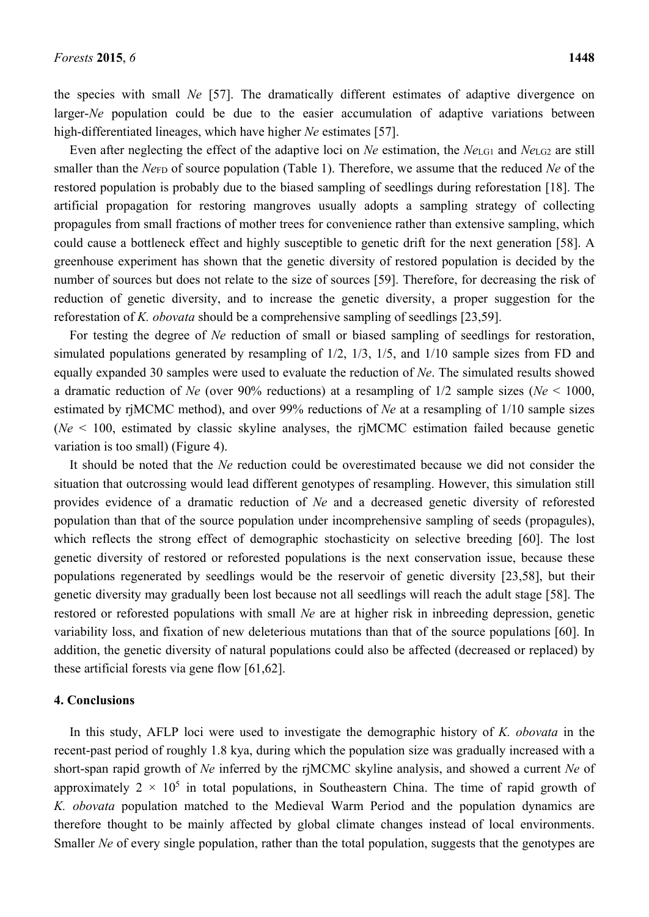the species with small *Ne* [57]. The dramatically different estimates of adaptive divergence on larger-*Ne* population could be due to the easier accumulation of adaptive variations between high-differentiated lineages, which have higher *Ne* estimates [57].

Even after neglecting the effect of the adaptive loci on *Ne* estimation, the $Ne_{LG1}$ and $Ne_{LG2}$ are still smaller than the $Ne_{FD}$ of source population (Table 1). Therefore, we assume that the reduced *Ne* of the restored population is probably due to the biased sampling of seedlings during reforestation [18]. The artificial propagation for restoring mangroves usually adopts a sampling strategy of collecting propagules from small fractions of mother trees for convenience rather than extensive sampling, which could cause a bottleneck effect and highly susceptible to genetic drift for the next generation [58]. A greenhouse experiment has shown that the genetic diversity of restored population is decided by the number of sources but does not relate to the size of sources [59]. Therefore, for decreasing the risk of reduction of genetic diversity, and to increase the genetic diversity, a proper suggestion for the reforestation of *K. obovata* should be a comprehensive sampling of seedlings [23,59].

For testing the degree of *Ne* reduction of small or biased sampling of seedlings for restoration, simulated populations generated by resampling of 1/2, 1/3, 1/5, and 1/10 sample sizes from FD and equally expanded 30 samples were used to evaluate the reduction of *Ne*. The simulated results showed a dramatic reduction of *Ne* (over 90% reductions) at a resampling of 1/2 sample sizes ($Ne < 1000$, estimated by rjMCMC method), and over 99% reductions of *Ne* at a resampling of 1/10 sample sizes ($Ne < 100$, estimated by classic skyline analyses, the rjMCMC estimation failed because genetic variation is too small) (Figure 4).

It should be noted that the *Ne* reduction could be overestimated because we did not consider the situation that outcrossing would lead different genotypes of resampling. However, this simulation still provides evidence of a dramatic reduction of *Ne* and a decreased genetic diversity of reforested population than that of the source population under incomprehensive sampling of seeds (propagules), which reflects the strong effect of demographic stochasticity on selective breeding [60]. The lost genetic diversity of restored or reforested populations is the next conservation issue, because these populations regenerated by seedlings would be the reservoir of genetic diversity [23,58], but their genetic diversity may gradually been lost because not all seedlings will reach the adult stage [58]. The restored or reforested populations with small *Ne* are at higher risk in inbreeding depression, genetic variability loss, and fixation of new deleterious mutations than that of the source populations [60]. In addition, the genetic diversity of natural populations could also be affected (decreased or replaced) by these artificial forests via gene flow [61,62].

## 4. Conclusions

In this study, AFLP loci were used to investigate the demographic history of *K. obovata* in the recent-past period of roughly 1.8 kya, during which the population size was gradually increased with a short-span rapid growth of *Ne* inferred by the rjMCMC skyline analysis, and showed a current *Ne* of approximately $2 \times 10^5$ in total populations, in Southeastern China. The time of rapid growth of *K. obovata* population matched to the Medieval Warm Period and the population dynamics are therefore thought to be mainly affected by global climate changes instead of local environments. Smaller *Ne* of every single population, rather than the total population, suggests that the genotypes are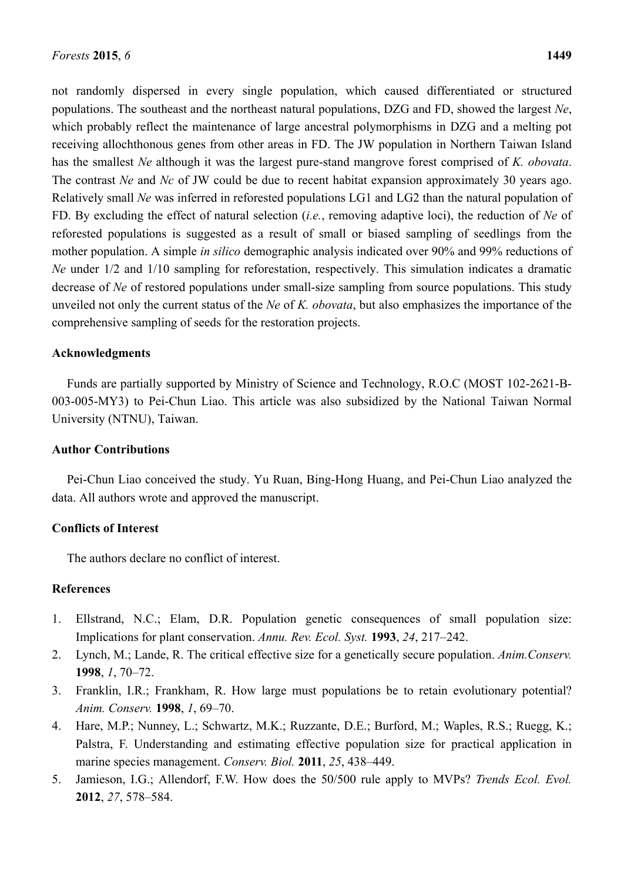not randomly dispersed in every single population, which caused differentiated or structured populations. The southeast and the northeast natural populations, DZG and FD, showed the largest *Ne*, which probably reflect the maintenance of large ancestral polymorphisms in DZG and a melting pot receiving allochthonous genes from other areas in FD. The JW population in Northern Taiwan Island has the smallest *Ne* although it was the largest pure-stand mangrove forest comprised of *K. obovata*. The contrast *Ne* and *Nc* of JW could be due to recent habitat expansion approximately 30 years ago. Relatively small *Ne* was inferred in reforested populations LG1 and LG2 than the natural population of FD. By excluding the effect of natural selection (*i.e.*, removing adaptive loci), the reduction of *Ne* of reforested populations is suggested as a result of small or biased sampling of seedlings from the mother population. A simple *in silico* demographic analysis indicated over 90% and 99% reductions of *Ne* under 1/2 and 1/10 sampling for reforestation, respectively. This simulation indicates a dramatic decrease of *Ne* of restored populations under small-size sampling from source populations. This study unveiled not only the current status of the *Ne* of *K. obovata*, but also emphasizes the importance of the comprehensive sampling of seeds for the restoration projects.

## Acknowledgments

Funds are partially supported by Ministry of Science and Technology, R.O.C (MOST 102-2621-B-003-005-MY3) to Pei-Chun Liao. This article was also subsidized by the National Taiwan Normal University (NTNU), Taiwan.

## Author Contributions

Pei-Chun Liao conceived the study. Yu Ruan, Bing-Hong Huang, and Pei-Chun Liao analyzed the data. All authors wrote and approved the manuscript.

## Conflicts of Interest

The authors declare no conflict of interest.

## References

1. Ellstrand, N.C.; Elam, D.R. Population genetic consequences of small population size: Implications for plant conservation. *Annu. Rev. Ecol. Syst.* **1993**, *24*, 217–242.
2. Lynch, M.; Lande, R. The critical effective size for a genetically secure population. *Anim.Conserv.* **1998**, *1*, 70–72.
3. Franklin, I.R.; Frankham, R. How large must populations be to retain evolutionary potential? *Anim. Conserv.* **1998**, *1*, 69–70.
4. Hare, M.P.; Nunney, L.; Schwartz, M.K.; Ruzzante, D.E.; Burford, M.; Waples, R.S.; Ruegg, K.; Palstra, F. Understanding and estimating effective population size for practical application in marine species management. *Conserv. Biol.* **2011**, *25*, 438–449.
5. Jamieson, I.G.; Allendorf, F.W. How does the 50/500 rule apply to MVPs? *Trends Ecol. Evol.* **2012**, *27*, 578–584.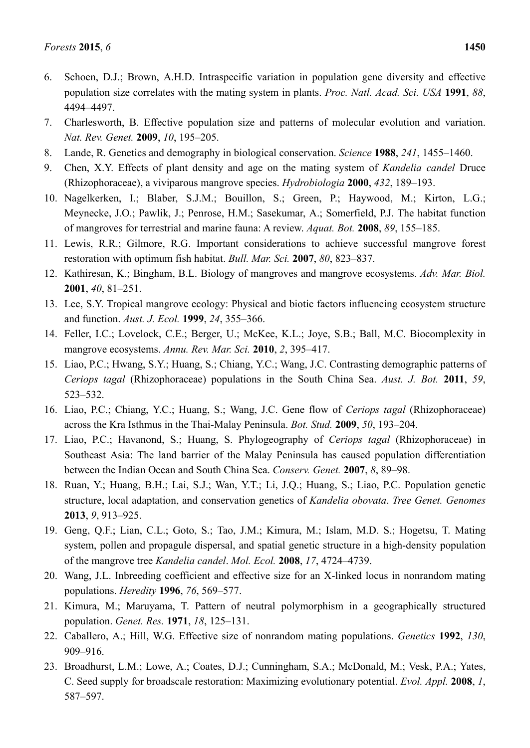6. Schoen, D.J.; Brown, A.H.D. Intraspecific variation in population gene diversity and effective population size correlates with the mating system in plants. *Proc. Natl. Acad. Sci. USA* **1991**, *88*, 4494–4497.
7. Charlesworth, B. Effective population size and patterns of molecular evolution and variation. *Nat. Rev. Genet.* **2009**, *10*, 195–205.
8. Lande, R. Genetics and demography in biological conservation. *Science* **1988**, *241*, 1455–1460.
9. Chen, X.Y. Effects of plant density and age on the mating system of *Kandelia candel* Druce (Rhizophoraceae), a viviparous mangrove species. *Hydrobiologia* **2000**, *432*, 189–193.
10. Nagelkerken, I.; Blaber, S.J.M.; Bouillon, S.; Green, P.; Haywood, M.; Kirton, L.G.; Meynecke, J.O.; Pawlik, J.; Penrose, H.M.; Sasekumar, A.; Somerfield, P.J. The habitat function of mangroves for terrestrial and marine fauna: A review. *Aquat. Bot.* **2008**, *89*, 155–185.
11. Lewis, R.R.; Gilmore, R.G. Important considerations to achieve successful mangrove forest restoration with optimum fish habitat. *Bull. Mar. Sci.* **2007**, *80*, 823–837.
12. Kathiresan, K.; Bingham, B.L. Biology of mangroves and mangrove ecosystems. *Adv. Mar. Biol.* **2001**, *40*, 81–251.
13. Lee, S.Y. Tropical mangrove ecology: Physical and biotic factors influencing ecosystem structure and function. *Aust. J. Ecol.* **1999**, *24*, 355–366.
14. Feller, I.C.; Lovelock, C.E.; Berger, U.; McKee, K.L.; Joye, S.B.; Ball, M.C. Biocomplexity in mangrove ecosystems. *Annu. Rev. Mar. Sci.* **2010**, *2*, 395–417.
15. Liao, P.C.; Hwang, S.Y.; Huang, S.; Chiang, Y.C.; Wang, J.C. Contrasting demographic patterns of *Ceriops tagal* (Rhizophoraceae) populations in the South China Sea. *Aust. J. Bot.* **2011**, *59*, 523–532.
16. Liao, P.C.; Chiang, Y.C.; Huang, S.; Wang, J.C. Gene flow of *Ceriops tagal* (Rhizophoraceae) across the Kra Isthmus in the Thai-Malay Peninsula. *Bot. Stud.* **2009**, *50*, 193–204.
17. Liao, P.C.; Havanond, S.; Huang, S. Phylogeography of *Ceriops tagal* (Rhizophoraceae) in Southeast Asia: The land barrier of the Malay Peninsula has caused population differentiation between the Indian Ocean and South China Sea. *Conserv. Genet.* **2007**, *8*, 89–98.
18. Ruan, Y.; Huang, B.H.; Lai, S.J.; Wan, Y.T.; Li, J.Q.; Huang, S.; Liao, P.C. Population genetic structure, local adaptation, and conservation genetics of *Kandelia obovata*. *Tree Genet. Genomes* **2013**, *9*, 913–925.
19. Geng, Q.F.; Lian, C.L.; Goto, S.; Tao, J.M.; Kimura, M.; Islam, M.D. S.; Hogetsu, T. Mating system, pollen and propagule dispersal, and spatial genetic structure in a high-density population of the mangrove tree *Kandelia candel*. *Mol. Ecol.* **2008**, *17*, 4724–4739.
20. Wang, J.L. Inbreeding coefficient and effective size for an X-linked locus in nonrandom mating populations. *Heredity* **1996**, *76*, 569–577.
21. Kimura, M.; Maruyama, T. Pattern of neutral polymorphism in a geographically structured population. *Genet. Res.* **1971**, *18*, 125–131.
22. Caballero, A.; Hill, W.G. Effective size of nonrandom mating populations. *Genetics* **1992**, *130*, 909–916.
23. Broadhurst, L.M.; Lowe, A.; Coates, D.J.; Cunningham, S.A.; McDonald, M.; Vesk, P.A.; Yates, C. Seed supply for broadscale restoration: Maximizing evolutionary potential. *Evol. Appl.* **2008**, *1*, 587–597.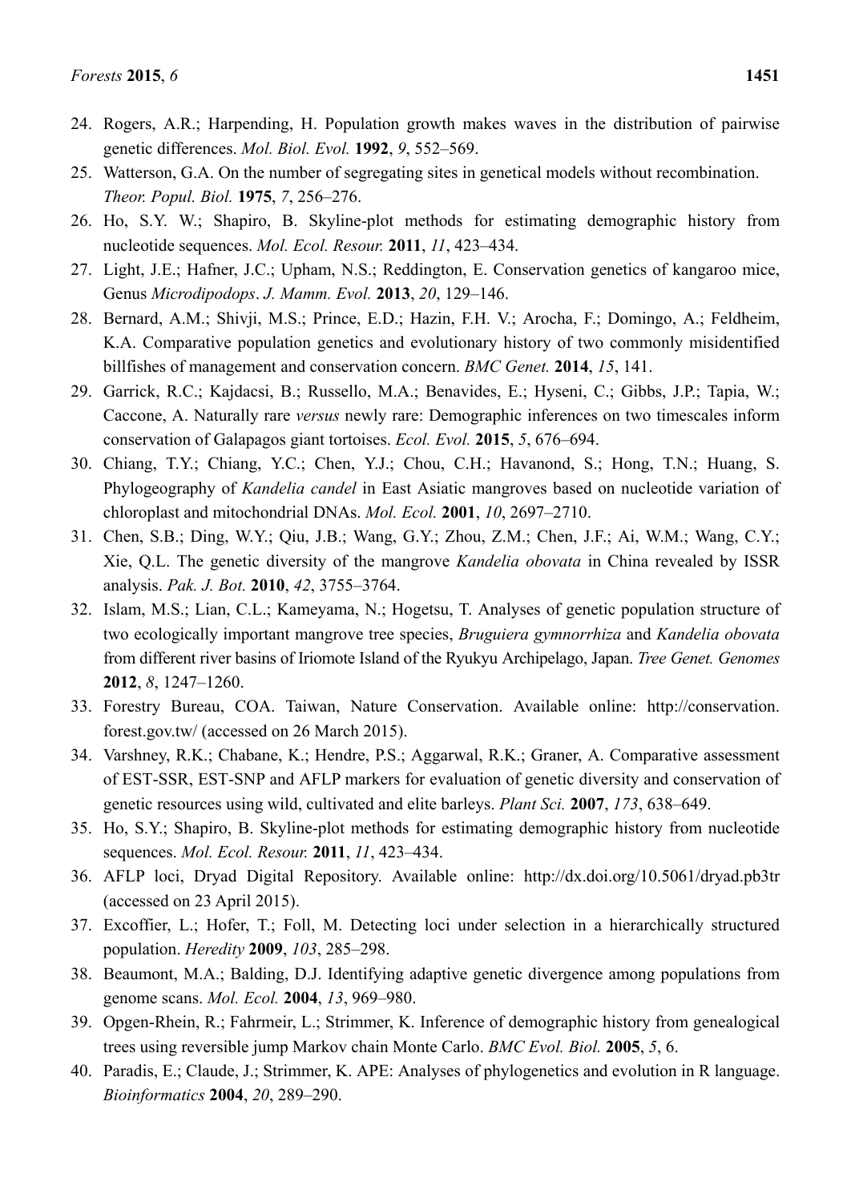24. Rogers, A.R.; Harpending, H. Population growth makes waves in the distribution of pairwise genetic differences. *Mol. Biol. Evol.* **1992**, *9*, 552–569.
25. Watterson, G.A. On the number of segregating sites in genetical models without recombination. *Theor. Popul. Biol.* **1975**, *7*, 256–276.
26. Ho, S.Y. W.; Shapiro, B. Skyline-plot methods for estimating demographic history from nucleotide sequences. *Mol. Ecol. Resour.* **2011**, *11*, 423–434.
27. Light, J.E.; Hafner, J.C.; Upham, N.S.; Reddington, E. Conservation genetics of kangaroo mice, Genus *Microdipodops*. *J. Mamm. Evol.* **2013**, *20*, 129–146.
28. Bernard, A.M.; Shivji, M.S.; Prince, E.D.; Hazin, F.H. V.; Arocha, F.; Domingo, A.; Feldheim, K.A. Comparative population genetics and evolutionary history of two commonly misidentified billfishes of management and conservation concern. *BMC Genet.* **2014**, *15*, 141.
29. Garrick, R.C.; Kajdacsi, B.; Russello, M.A.; Benavides, E.; Hyseni, C.; Gibbs, J.P.; Tapia, W.; Caccone, A. Naturally rare *versus* newly rare: Demographic inferences on two timescales inform conservation of Galapagos giant tortoises. *Ecol. Evol.* **2015**, *5*, 676–694.
30. Chiang, T.Y.; Chiang, Y.C.; Chen, Y.J.; Chou, C.H.; Havanond, S.; Hong, T.N.; Huang, S. Phylogeography of *Kandelia candel* in East Asiatic mangroves based on nucleotide variation of chloroplast and mitochondrial DNAs. *Mol. Ecol.* **2001**, *10*, 2697–2710.
31. Chen, S.B.; Ding, W.Y.; Qiu, J.B.; Wang, G.Y.; Zhou, Z.M.; Chen, J.F.; Ai, W.M.; Wang, C.Y.; Xie, Q.L. The genetic diversity of the mangrove *Kandelia obovata* in China revealed by ISSR analysis. *Pak. J. Bot.* **2010**, *42*, 3755–3764.
32. Islam, M.S.; Lian, C.L.; Kameyama, N.; Hogetsu, T. Analyses of genetic population structure of two ecologically important mangrove tree species, *Bruguiera gymnorrhiza* and *Kandelia obovata* from different river basins of Iriomote Island of the Ryukyu Archipelago, Japan. *Tree Genet. Genomes* **2012**, *8*, 1247–1260.
33. Forestry Bureau, COA. Taiwan, Nature Conservation. Available online: http://conservation.forest.gov.tw/ (accessed on 26 March 2015).
34. Varshney, R.K.; Chabane, K.; Hendre, P.S.; Aggarwal, R.K.; Graner, A. Comparative assessment of EST-SSR, EST-SNP and AFLP markers for evaluation of genetic diversity and conservation of genetic resources using wild, cultivated and elite barleys. *Plant Sci.* **2007**, *173*, 638–649.
35. Ho, S.Y.; Shapiro, B. Skyline-plot methods for estimating demographic history from nucleotide sequences. *Mol. Ecol. Resour.* **2011**, *11*, 423–434.
36. AFLP loci, Dryad Digital Repository. Available online: http://dx.doi.org/10.5061/dryad.pb3tr (accessed on 23 April 2015).
37. Excoffier, L.; Hofer, T.; Foll, M. Detecting loci under selection in a hierarchically structured population. *Heredity* **2009**, *103*, 285–298.
38. Beaumont, M.A.; Balding, D.J. Identifying adaptive genetic divergence among populations from genome scans. *Mol. Ecol.* **2004**, *13*, 969–980.
39. Opgen-Rhein, R.; Fahrmeir, L.; Strimmer, K. Inference of demographic history from genealogical trees using reversible jump Markov chain Monte Carlo. *BMC Evol. Biol.* **2005**, *5*, 6.
40. Paradis, E.; Claude, J.; Strimmer, K. APE: Analyses of phylogenetics and evolution in R language. *Bioinformatics* **2004**, *20*, 289–290.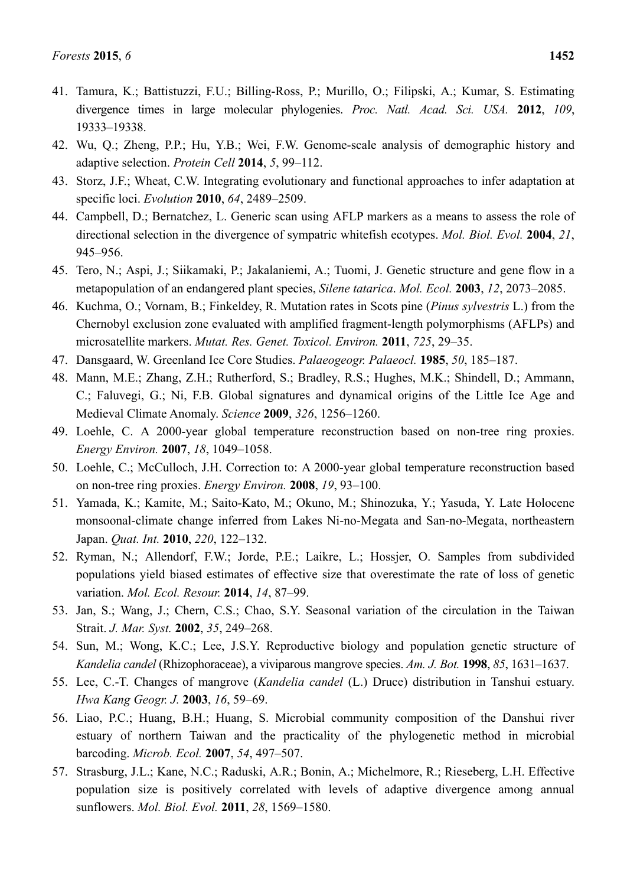41. Tamura, K.; Battistuzzi, F.U.; Billing-Ross, P.; Murillo, O.; Filipski, A.; Kumar, S. Estimating divergence times in large molecular phylogenies. *Proc. Natl. Acad. Sci. USA.* **2012**, *109*, 19333–19338.
42. Wu, Q.; Zheng, P.P.; Hu, Y.B.; Wei, F.W. Genome-scale analysis of demographic history and adaptive selection. *Protein Cell* **2014**, *5*, 99–112.
43. Storz, J.F.; Wheat, C.W. Integrating evolutionary and functional approaches to infer adaptation at specific loci. *Evolution* **2010**, *64*, 2489–2509.
44. Campbell, D.; Bernatchez, L. Generic scan using AFLP markers as a means to assess the role of directional selection in the divergence of sympatric whitefish ecotypes. *Mol. Biol. Evol.* **2004**, *21*, 945–956.
45. Tero, N.; Aspi, J.; Siikamaki, P.; Jakalaniemi, A.; Tuomi, J. Genetic structure and gene flow in a metapopulation of an endangered plant species, *Silene tatarica*. *Mol. Ecol.* **2003**, *12*, 2073–2085.
46. Kuchma, O.; Vornam, B.; Finkeldey, R. Mutation rates in Scots pine (*Pinus sylvestris* L.) from the Chernobyl exclusion zone evaluated with amplified fragment-length polymorphisms (AFLPs) and microsatellite markers. *Mutat. Res. Genet. Toxicol. Environ.* **2011**, *725*, 29–35.
47. Dansgaard, W. Greenland Ice Core Studies. *Palaeogeogr. Palaeocl.* **1985**, *50*, 185–187.
48. Mann, M.E.; Zhang, Z.H.; Rutherford, S.; Bradley, R.S.; Hughes, M.K.; Shindell, D.; Ammann, C.; Faluvegi, G.; Ni, F.B. Global signatures and dynamical origins of the Little Ice Age and Medieval Climate Anomaly. *Science* **2009**, *326*, 1256–1260.
49. Loehle, C. A 2000-year global temperature reconstruction based on non-tree ring proxies. *Energy Environ.* **2007**, *18*, 1049–1058.
50. Loehle, C.; McCulloch, J.H. Correction to: A 2000-year global temperature reconstruction based on non-tree ring proxies. *Energy Environ.* **2008**, *19*, 93–100.
51. Yamada, K.; Kamite, M.; Saito-Kato, M.; Okuno, M.; Shinozuka, Y.; Yasuda, Y. Late Holocene monsoonal-climate change inferred from Lakes Ni-no-Megata and San-no-Megata, northeastern Japan. *Quat. Int.* **2010**, *220*, 122–132.
52. Ryman, N.; Allendorf, F.W.; Jorde, P.E.; Laikre, L.; Hossjer, O. Samples from subdivided populations yield biased estimates of effective size that overestimate the rate of loss of genetic variation. *Mol. Ecol. Resour.* **2014**, *14*, 87–99.
53. Jan, S.; Wang, J.; Chern, C.S.; Chao, S.Y. Seasonal variation of the circulation in the Taiwan Strait. *J. Mar. Syst.* **2002**, *35*, 249–268.
54. Sun, M.; Wong, K.C.; Lee, J.S.Y. Reproductive biology and population genetic structure of *Kandelia candel* (Rhizophoraceae), a viviparous mangrove species. *Am. J. Bot.* **1998**, *85*, 1631–1637.
55. Lee, C.-T. Changes of mangrove (*Kandelia candel* (L.) Druce) distribution in Tanshui estuary. *Hwa Kang Geogr. J.* **2003**, *16*, 59–69.
56. Liao, P.C.; Huang, B.H.; Huang, S. Microbial community composition of the Danshui river estuary of northern Taiwan and the practicality of the phylogenetic method in microbial barcoding. *Microb. Ecol.* **2007**, *54*, 497–507.
57. Strasburg, J.L.; Kane, N.C.; Raduski, A.R.; Bonin, A.; Michelmore, R.; Rieseberg, L.H. Effective population size is positively correlated with levels of adaptive divergence among annual sunflowers. *Mol. Biol. Evol.* **2011**, *28*, 1569–1580.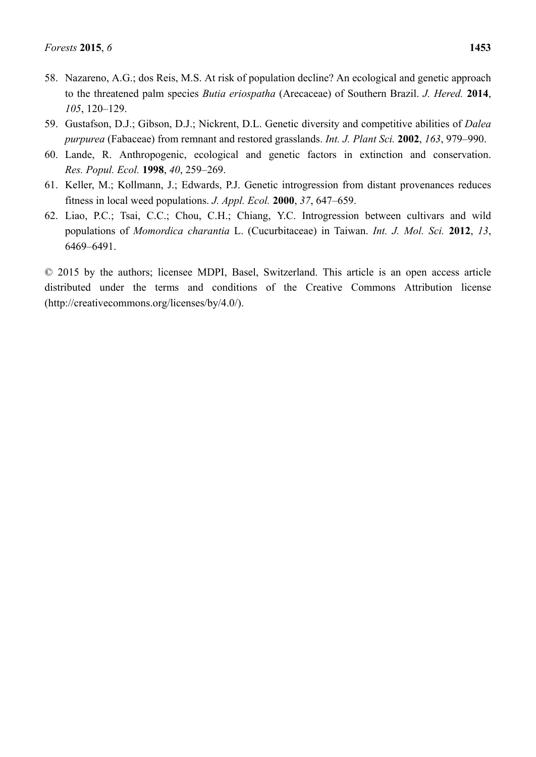58. Nazareno, A.G.; dos Reis, M.S. At risk of population decline? An ecological and genetic approach to the threatened palm species *Butia eriospatha* (Arecaceae) of Southern Brazil. *J. Hered.* **2014**, *105*, 120–129.
59. Gustafson, D.J.; Gibson, D.J.; Nickrent, D.L. Genetic diversity and competitive abilities of *Dalea purpurea* (Fabaceae) from remnant and restored grasslands. *Int. J. Plant Sci.* **2002**, *163*, 979–990.
60. Lande, R. Anthropogenic, ecological and genetic factors in extinction and conservation. *Res. Popul. Ecol.* **1998**, *40*, 259–269.
61. Keller, M.; Kollmann, J.; Edwards, P.J. Genetic introgression from distant provenances reduces fitness in local weed populations. *J. Appl. Ecol.* **2000**, *37*, 647–659.
62. Liao, P.C.; Tsai, C.C.; Chou, C.H.; Chiang, Y.C. Introgression between cultivars and wild populations of *Momordica charantia* L. (Cucurbitaceae) in Taiwan. *Int. J. Mol. Sci.* **2012**, *13*, 6469–6491.

© 2015 by the authors; licensee MDPI, Basel, Switzerland. This article is an open access article distributed under the terms and conditions of the Creative Commons Attribution license (http://creativecommons.org/licenses/by/4.0/).